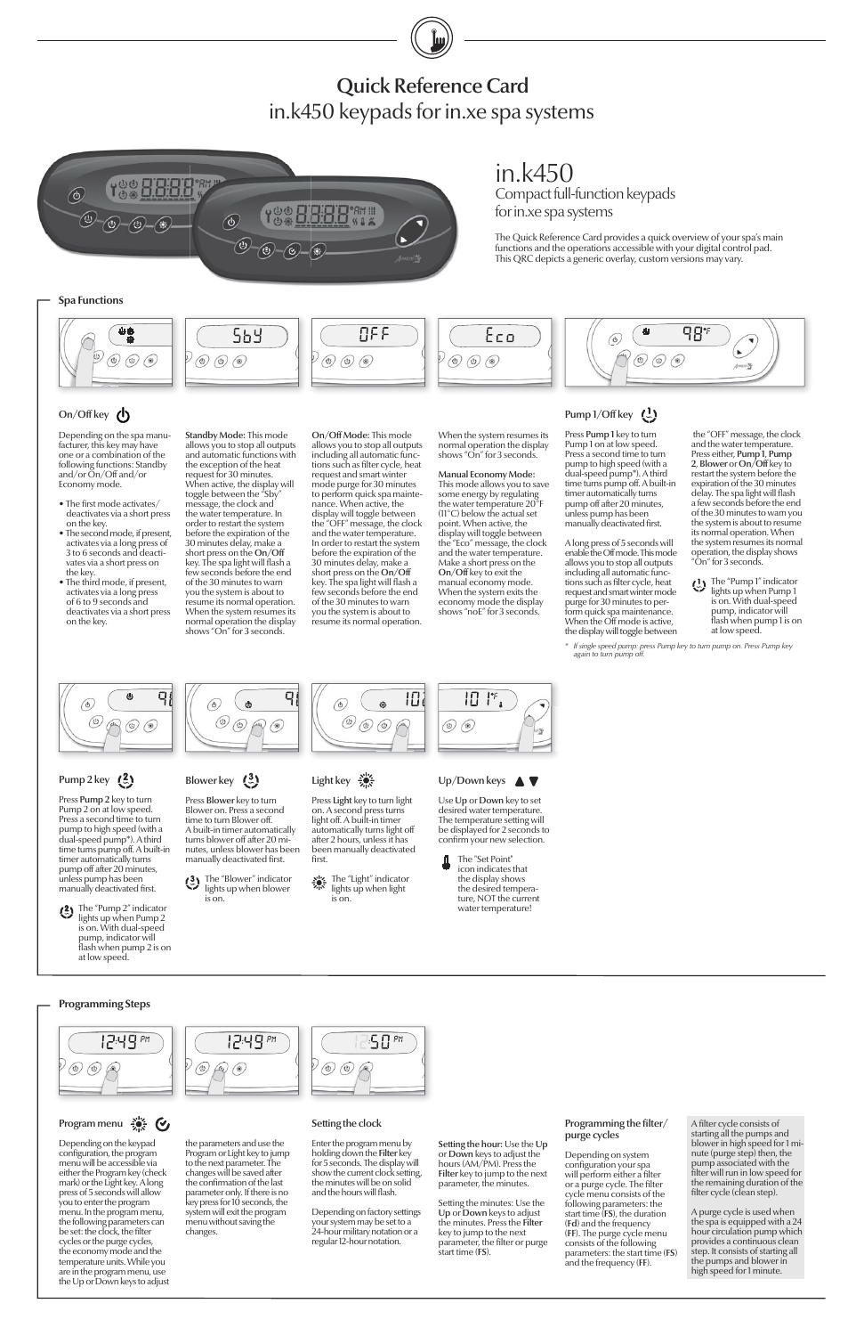# Quick Reference Card

## in.k450 keypads for in.xe spa systems

# in.k450

Compact full-function keypads for in.xe spa systems

The Quick Reference Card provides a quick overview of your spa's main functions and the operations accessible with your digital control pad. This QRC depicts a generic overlay, custom versions may vary.

## Spa Functions

### On/Off key

Depending on the spa manufacturer, this key may have one or a combination of the following functions: Standby and/or On/Off and/or Economy mode.

- The first mode activates/deactivates via a short press on the key.
- The second mode, if present, activates via a long press of 3 to 6 seconds and deactivates via a short press on the key.
- The third mode, if present, activates via a long press of 6 to 9 seconds and deactivates via a short press on the key.

**Standby Mode:** This mode allows you to stop all outputs and automatic functions with the exception of the heat request for 30 minutes. When active, the display will toggle between the "Sby" message, the clock and the water temperature. In order to restart the system before the expiration of the 30 minutes delay, make a short press on the **On/Off** key. The spa light will flash a few seconds before the end of the 30 minutes to warn you the system is about to resume its normal operation. When the system resumes its normal operation the display shows "On" for 3 seconds.

**On/Off Mode:** This mode allows you to stop all outputs including all automatic functions such as filter cycle, heat request and smart winter mode purge for 30 minutes to perform quick spa maintenance. When active, the display will toggle between the "OFF" message, the clock and the water temperature. In order to restart the system before the expiration of the 30 minutes delay, make a short press on the **On/Off** key. The spa light will flash a few seconds before the end of the 30 minutes to warn you the system is about to resume its normal operation. When the system resumes its normal operation the display shows "On" for 3 seconds.

**Manual Economy Mode:** This mode allows you to save some energy by regulating the water temperature 20°F (11°C) below the actual set point. When active, the display will toggle between the "Eco" message, the clock and the water temperature. Make a short press on the **On/Off** key to exit the manual economy mode. When the system exits the economy mode the display shows "noE" for 3 seconds.

### Pump 1/Off key

Press **Pump 1** key to turn Pump 1 on at low speed. Press a second time to turn pump to high speed (with a dual-speed pump*). A third time turns pump off. A built-in timer automatically turns pump off after 20 minutes, unless pump has been manually deactivated first.

A long press of 5 seconds will enable the Off mode. This mode allows you to stop all outputs including all automatic functions such as filter cycle, heat request and smart winter mode purge for 30 minutes to perform quick spa maintenance. When the Off mode is active, the display will toggle between the "OFF" message, the clock and the water temperature. Press either, **Pump 1**, **Pump 2**, **Blower** or **On/Off** key to restart the system before the expiration of the 30 minutes delay. The spa light will flash a few seconds before the end of the 30 minutes to warn you the system is about to resume its normal operation. When the system resumes its normal operation, the display shows "On" for 3 seconds.

The "Pump 1" indicator lights up when Pump 1 is on. With dual-speed pump, indicator will flash when pump 1 is on at low speed.

*\* If single speed pump: press Pump key to turn pump on. Press Pump key again to turn pump off.*

### Pump 2 key

Press **Pump 2** key to turn Pump 2 on at low speed. Press a second time to turn pump to high speed (with a dual-speed pump*). A third time turns pump off. A built-in timer automatically turns pump off after 20 minutes, unless pump has been manually deactivated first.

The "Pump 2" indicator lights up when Pump 2 is on. With dual-speed pump, indicator will flash when pump 2 is on at low speed.

### Blower key

Press **Blower** key to turn Blower on. Press a second time to turn Blower off. A built-in timer automatically turns blower off after 20 minutes, unless blower has been manually deactivated first.

The "Blower" indicator lights up when blower is on.

### Light key

Press **Light** key to turn light on. A second press turns light off. A built-in timer automatically turns light off after 2 hours, unless it has been manually deactivated first.

The "Light" indicator lights up when light is on.

### Up/Down keys ▲ ▼

Use **Up** or **Down** key to set desired water temperature. The temperature setting will be displayed for 2 seconds to confirm your new selection.

The "Set Point" icon indicates that the display shows the desired temperature, NOT the current water temperature!

## Programming Steps

### Program menu

Depending on the keypad configuration, the program menu will be accessible via either the Program key (check mark) or the Light key. A long press of 5 seconds will allow you to enter the program menu. In the program menu, the following parameters can be set: the clock, the filter cycles or the purge cycles, the economy mode and the temperature units. While you are in the program menu, use the Up or Down keys to adjust the parameters and use the Program or Light key to jump to the next parameter. The changes will be saved after the confirmation of the last parameter only. If there is no key press for 10 seconds, the system will exit the program menu without saving the changes.

### Setting the clock

Enter the program menu by holding down the **Filter** key for 5 seconds. The display will show the current clock setting, the minutes will be on solid and the hours will flash.

Depending on factory settings your system may be set to a 24-hour military notation or a regular 12-hour notation.

**Setting the hour:** Use the **Up** or **Down** keys to adjust the hours (AM/PM). Press the **Filter** key to jump to the next parameter, the minutes.

Setting the minutes: Use the **Up** or **Down** keys to adjust the minutes. Press the **Filter** key to jump to the next parameter, the filter or purge start time (**FS**).

### Programming the filter/purge cycles

Depending on system configuration your spa will perform either a filter or a purge cycle. The filter cycle menu consists of the following parameters: the start time (**FS**), the duration (**Fd**) and the frequency (**FF**). The purge cycle menu consists of the following parameters: the start time (**FS**) and the frequency (**FF**).

A filter cycle consists of starting all the pumps and blower in high speed for 1 minute (purge step) then, the pump associated with the filter will run in low speed for the remaining duration of the filter cycle (clean step).

A purge cycle is used when the spa is equipped with a 24 hour circulation pump which provides a continuous clean step. It consists of starting all the pumps and blower in high speed for 1 minute.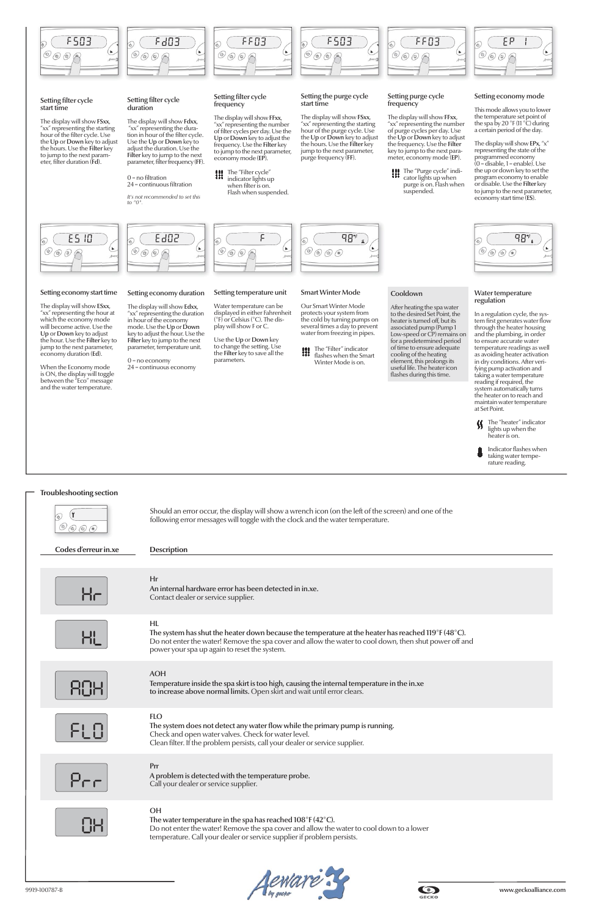FS03

### Setting filter cycle start time

The display will show **FSxx**, "xx" representing the starting hour of the filter cycle. Use the **Up** or **Down** key to adjust the hours. Use the **Filter** key to jump to the next parameter, filter duration (**Fd**).

Fd03

### Setting filter cycle duration

The display will show **Fdxx**, "xx" representing the duration in hour of the filter cycle. Use the **Up** or **Down** key to adjust the duration. Use the **Filter** key to jump to the next parameter, filter frequency (**FF**).

0 = no filtration
24 = continuous filtration

*It's not recommended to set this to "0".*

FF03

### Setting filter cycle frequency

The display will show **FFxx**, "xx" representing the number of filter cycles per day. Use the **Up** or **Down** key to adjust the frequency. Use the **Filter** key to jump to the next parameter, economy mode (**EP**).

The "Filter cycle" indicator lights up when filter is on. Flash when suspended.

FS03

### Setting the purge cycle start time

The display will show **FSxx**, "xx" representing the starting hour of the purge cycle. Use the **Up** or **Down** key to adjust the hours. Use the **Filter** key to jump to the next parameter, purge frequency (**FF**).

FF03

### Setting purge cycle frequency

The display will show **FFxx**, "xx" representing the number of purge cycles per day. Use the **Up** or **Down** key to adjust the frequency. Use the **Filter** key to jump to the next parameter, economy mode (**EP**).

The "Purge cycle" indicator lights up when purge is on. Flash when suspended.

EP 1

### Setting economy mode

This mode allows you to lower the temperature set point of the spa by 20 °F (11 °C) during a certain period of the day.

The display will show **EPx**, "x" representing the state of the programmed economy (0 = disable, 1 = enable). Use the up or down key to set the program economy to enable or disable. Use the **Filter** key to jump to the next parameter, economy start time (**ES**).

ES10

### Setting economy start time

The display will show **ESxx**, "xx" representing the hour at which the economy mode will become active. Use the **Up** or **Down** key to adjust the hour. Use the **Filter** key to jump to the next parameter, economy duration (**Ed**).

When the Economy mode is ON, the display will toggle between the "Eco" message and the water temperature.

Ed02

### Setting economy duration

The display will show **Edxx**, "xx" representing the duration in hour of the economy mode. Use the **Up** or **Down** key to adjust the hour. Use the **Filter** key to jump to the next parameter, temperature unit.

0 = no economy
24 = continuous economy

F

### Setting temperature unit

Water temperature can be displayed in either Fahrenheit (°F) or Celsius (°C). The display will show F or C.

Use the **Up** or **Down** key to change the setting. Use the **Filter** key to save all the parameters.

98°F

### Smart Winter Mode

Our Smart Winter Mode protects your system from the cold by turning pumps on several times a day to prevent water from freezing in pipes.

The "Filter" indicator flashes when the Smart Winter Mode is on.

### Cooldown

After heating the spa water to the desired Set Point, the heater is turned off, but its associated pump (Pump 1 Low-speed or CP) remains on for a predetermined period of time to ensure adequate cooling of the heating element, this prolongs its useful life. The heater icon flashes during this time.

98°F

### Water temperature regulation

In a regulation cycle, the system first generates water flow through the heater housing and the plumbing, in order to ensure accurate water temperature readings as well as avoiding heater activation in dry conditions. After verifying pump activation and taking a water temperature reading if required, the system automatically turns the heater on to reach and maintain water temperature at Set Point.

The "heater" indicator lights up when the heater is on.

Indicator flashes when taking water temperature reading.

## Troubleshooting section

Should an error occur, the display will show a wrench icon (on the left of the screen) and one of the following error messages will toggle with the clock and the water temperature.

| Codes d'erreur in.xe | Description |
|---|---|
| Hr | Hr<br>**An internal hardware error has been detected in in.xe.**<br>Contact dealer or service supplier. |
| HL | HL<br>**The system has shut the heater down because the temperature at the heater has reached 119°F (48°C).**<br>Do not enter the water! Remove the spa cover and allow the water to cool down, then shut power off and power your spa up again to reset the system. |
| AOH | AOH<br>**Temperature inside the spa skirt is too high, causing the internal temperature in the in.xe to increase above normal limits.** Open skirt and wait until error clears. |
| FLO | FLO<br>**The system does not detect any water flow while the primary pump is running.**<br>Check and open water valves. Check for water level.<br>Clean filter. If the problem persists, call your dealer or service supplier. |
| Prr | Prr<br>**A problem is detected with the temperature probe.**<br>Call your dealer or service supplier. |
| OH | OH<br>**The water temperature in the spa has reached 108°F (42°C).**<br>Do not enter the water! Remove the spa cover and allow the water to cool down to a lower temperature. Call your dealer or service supplier if problem persists. |

9919-100787-B

Aeware by gecko

GECKO

www.geckoalliance.com